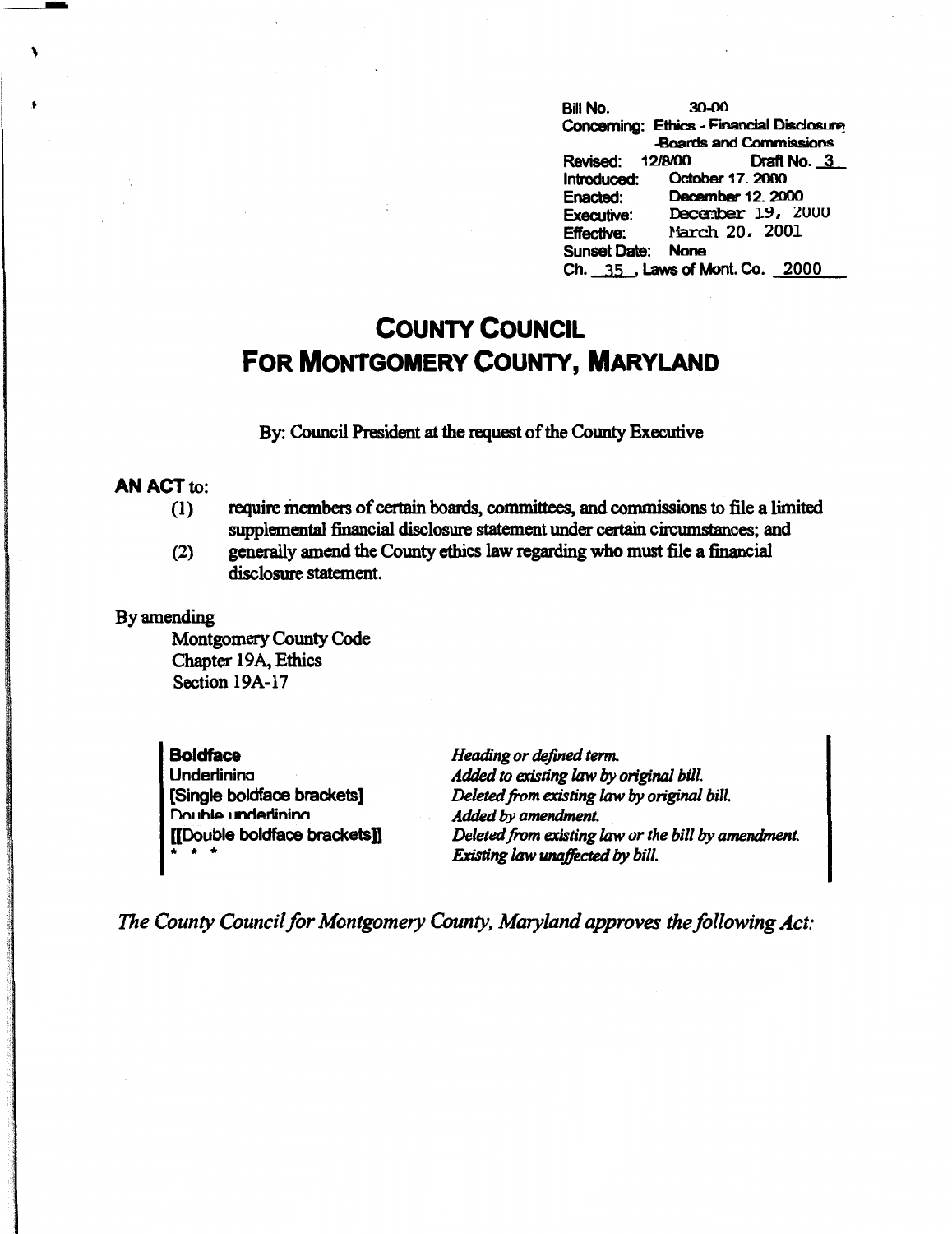Bill No. 30-00
Concerning: Ethics - Financial Disclosure -Boards and Commissions
Revised: 12/8/00 Draft No. 3
Introduced: October 17, 2000
Enacted: December 12, 2000
Executive: December 19, 2000
Effective: March 20, 2001
Sunset Date: None
Ch. 35, Laws of Mont. Co. 2000

# COUNTY COUNCIL
# FOR MONTGOMERY COUNTY, MARYLAND

By: Council President at the request of the County Executive

**AN ACT** to:

(1) require members of certain boards, committees, and commissions to file a limited supplemental financial disclosure statement under certain circumstances; and

(2) generally amend the County ethics law regarding who must file a financial disclosure statement.

By amending

Montgomery County Code
Chapter 19A, Ethics
Section 19A-17

| | |
|---|---|
| **Boldface** | *Heading or defined term.* |
| Underlining | *Added to existing law by original bill.* |
| [Single boldface brackets] | *Deleted from existing law by original bill.* |
| Double underlining | *Added by amendment.* |
| [[Double boldface brackets]] | *Deleted from existing law or the bill by amendment.* |
| * * * | *Existing law unaffected by bill.* |

*The County Council for Montgomery County, Maryland approves the following Act:*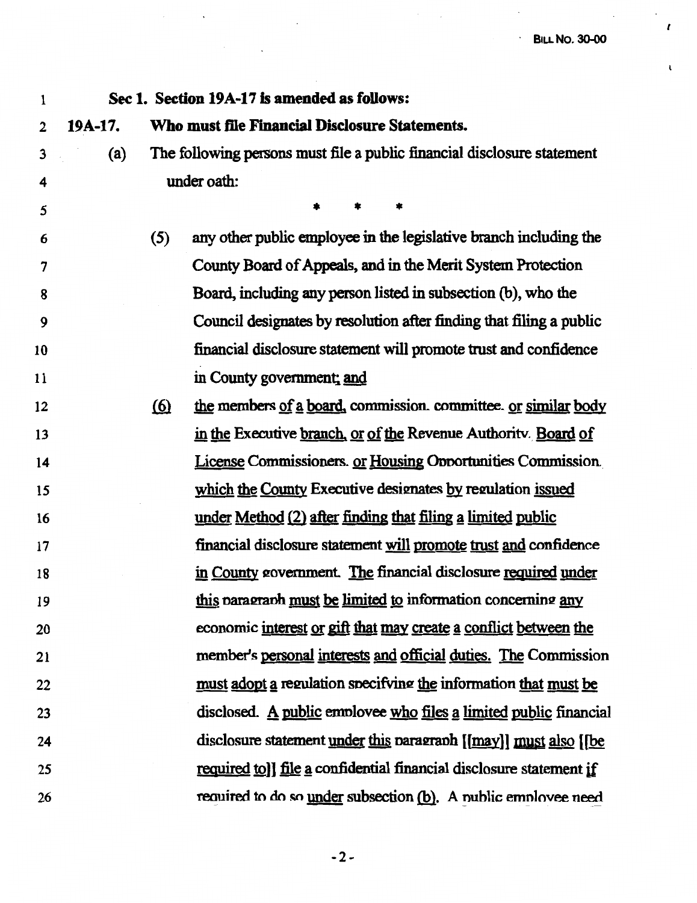**Sec 1. Section 19A-17 is amended as follows:**

**19A-17. Who must file Financial Disclosure Statements.**

(a) The following persons must file a public financial disclosure statement under oath:

\* \* \*

(5) any other public employee in the legislative branch including the County Board of Appeals, and in the Merit System Protection Board, including any person listed in subsection (b), who the Council designates by resolution after finding that filing a public financial disclosure statement will promote trust and confidence in County government; and

(6) the members of a board, commission, committee, or similar body in the Executive branch, or of the Revenue Authority, Board of License Commissioners, or Housing Opportunities Commission, which the County Executive designates by regulation issued under Method (2) after finding that filing a limited public financial disclosure statement will promote trust and confidence in County government. The financial disclosure required under this paragraph must be limited to information concerning any economic interest or gift that may create a conflict between the member's personal interests and official duties. The Commission must adopt a regulation specifying the information that must be disclosed. A public employee who files a limited public financial disclosure statement under this paragraph [[may]] must also [[be required to]] file a confidential financial disclosure statement if required to do so under subsection (b). A public employee need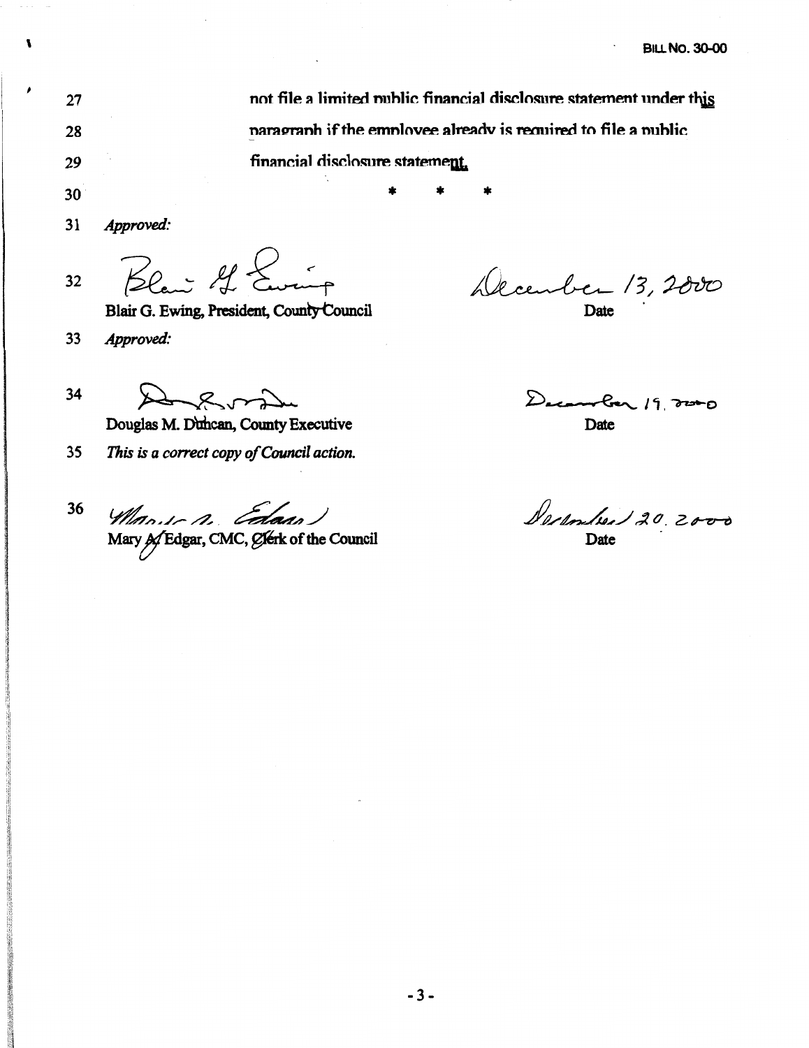27 not file a limited public financial disclosure statement under this

28 paragraph if the employee already is required to file a public

29 financial disclosure statement.

30 \* \* \*

31 *Approved:*

32 Blair G. Ewing

Blair G. Ewing, President, County Council

December 13, 2000

Date

33 *Approved:*

34 Douglas M. Duncan

Douglas M. Duncan, County Executive

December 19, 2000

Date

35 *This is a correct copy of Council action.*

36 Mary A. Edgar

Mary A. Edgar, CMC, Clerk of the Council

December 20, 2000

Date